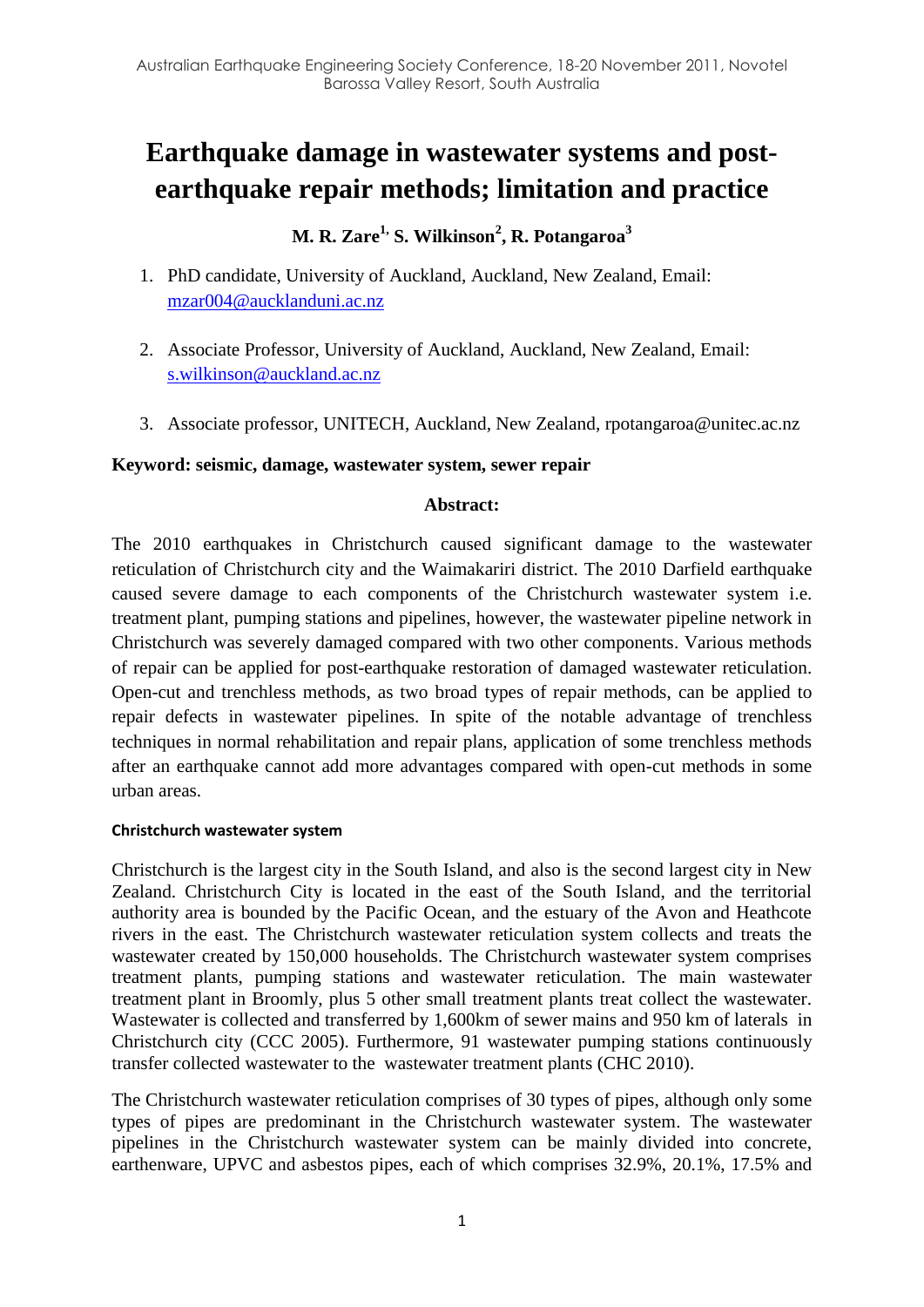# Earthquake damage in wastewater systems and post-earthquake repair methods; limitation and practice

**M. R. Zare[1,] S. Wilkinson[2], R. Potangaroa[3]**

1. PhD candidate, University of Auckland, Auckland, New Zealand, Email: mzar004@aucklanduni.ac.nz

2. Associate Professor, University of Auckland, Auckland, New Zealand, Email: s.wilkinson@auckland.ac.nz

3. Associate professor, UNITECH, Auckland, New Zealand, rpotangaroa@unitec.ac.nz

**Keyword: seismic, damage, wastewater system, sewer repair**

**Abstract:**

The 2010 earthquakes in Christchurch caused significant damage to the wastewater reticulation of Christchurch city and the Waimakariri district. The 2010 Darfield earthquake caused severe damage to each components of the Christchurch wastewater system i.e. treatment plant, pumping stations and pipelines, however, the wastewater pipeline network in Christchurch was severely damaged compared with two other components. Various methods of repair can be applied for post-earthquake restoration of damaged wastewater reticulation. Open-cut and trenchless methods, as two broad types of repair methods, can be applied to repair defects in wastewater pipelines. In spite of the notable advantage of trenchless techniques in normal rehabilitation and repair plans, application of some trenchless methods after an earthquake cannot add more advantages compared with open-cut methods in some urban areas.

#### Christchurch wastewater system

Christchurch is the largest city in the South Island, and also is the second largest city in New Zealand. Christchurch City is located in the east of the South Island, and the territorial authority area is bounded by the Pacific Ocean, and the estuary of the Avon and Heathcote rivers in the east. The Christchurch wastewater reticulation system collects and treats the wastewater created by 150,000 households. The Christchurch wastewater system comprises treatment plants, pumping stations and wastewater reticulation. The main wastewater treatment plant in Broomly, plus 5 other small treatment plants treat collect the wastewater. Wastewater is collected and transferred by 1,600km of sewer mains and 950 km of laterals in Christchurch city (CCC 2005). Furthermore, 91 wastewater pumping stations continuously transfer collected wastewater to the wastewater treatment plants (CHC 2010).

The Christchurch wastewater reticulation comprises of 30 types of pipes, although only some types of pipes are predominant in the Christchurch wastewater system. The wastewater pipelines in the Christchurch wastewater system can be mainly divided into concrete, earthenware, UPVC and asbestos pipes, each of which comprises 32.9%, 20.1%, 17.5% and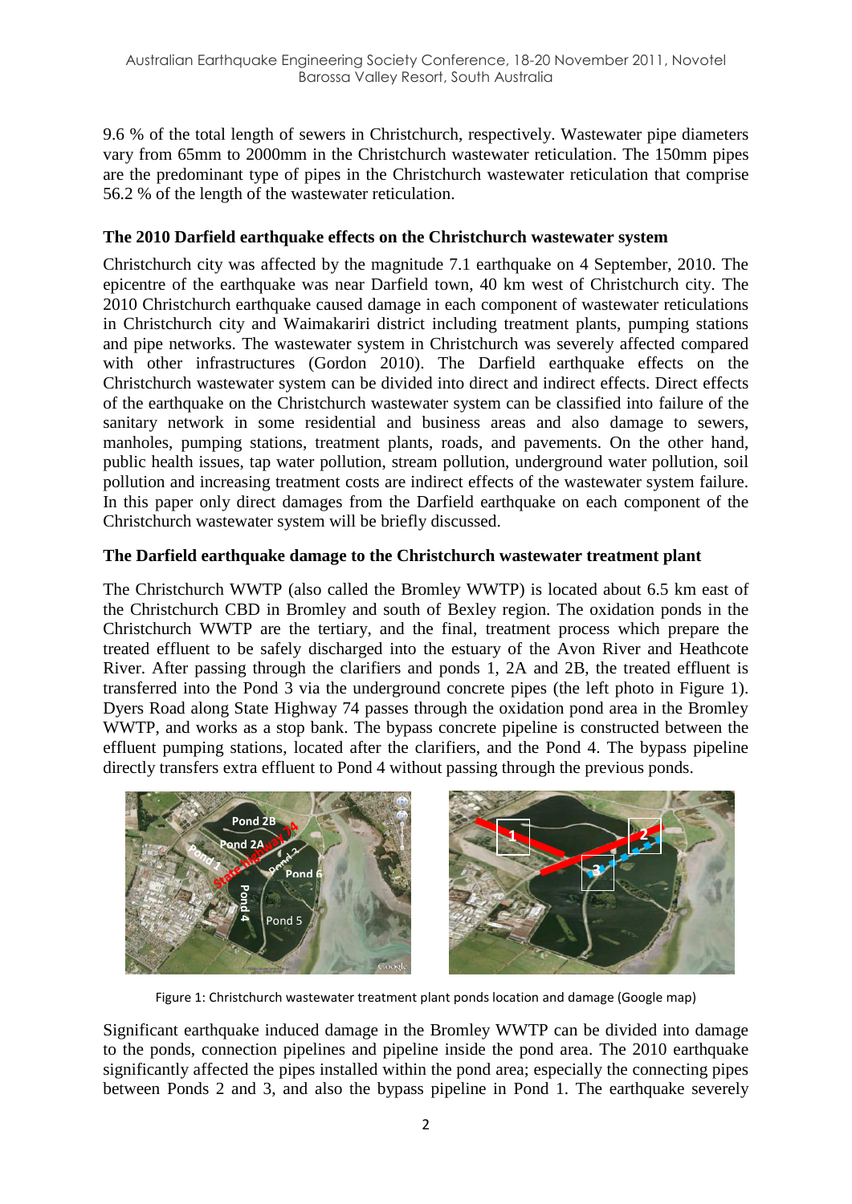9.6 % of the total length of sewers in Christchurch, respectively. Wastewater pipe diameters vary from 65mm to 2000mm in the Christchurch wastewater reticulation. The 150mm pipes are the predominant type of pipes in the Christchurch wastewater reticulation that comprise 56.2 % of the length of the wastewater reticulation.

## The 2010 Darfield earthquake effects on the Christchurch wastewater system

Christchurch city was affected by the magnitude 7.1 earthquake on 4 September, 2010. The epicentre of the earthquake was near Darfield town, 40 km west of Christchurch city. The 2010 Christchurch earthquake caused damage in each component of wastewater reticulations in Christchurch city and Waimakariri district including treatment plants, pumping stations and pipe networks. The wastewater system in Christchurch was severely affected compared with other infrastructures (Gordon 2010). The Darfield earthquake effects on the Christchurch wastewater system can be divided into direct and indirect effects. Direct effects of the earthquake on the Christchurch wastewater system can be classified into failure of the sanitary network in some residential and business areas and also damage to sewers, manholes, pumping stations, treatment plants, roads, and pavements. On the other hand, public health issues, tap water pollution, stream pollution, underground water pollution, soil pollution and increasing treatment costs are indirect effects of the wastewater system failure. In this paper only direct damages from the Darfield earthquake on each component of the Christchurch wastewater system will be briefly discussed.

## The Darfield earthquake damage to the Christchurch wastewater treatment plant

The Christchurch WWTP (also called the Bromley WWTP) is located about 6.5 km east of the Christchurch CBD in Bromley and south of Bexley region. The oxidation ponds in the Christchurch WWTP are the tertiary, and the final, treatment process which prepare the treated effluent to be safely discharged into the estuary of the Avon River and Heathcote River. After passing through the clarifiers and ponds 1, 2A and 2B, the treated effluent is transferred into the Pond 3 via the underground concrete pipes (the left photo in Figure 1). Dyers Road along State Highway 74 passes through the oxidation pond area in the Bromley WWTP, and works as a stop bank. The bypass concrete pipeline is constructed between the effluent pumping stations, located after the clarifiers, and the Pond 4. The bypass pipeline directly transfers extra effluent to Pond 4 without passing through the previous ponds.

Figure 1: Christchurch wastewater treatment plant ponds location and damage (Google map)

Significant earthquake induced damage in the Bromley WWTP can be divided into damage to the ponds, connection pipelines and pipeline inside the pond area. The 2010 earthquake significantly affected the pipes installed within the pond area; especially the connecting pipes between Ponds 2 and 3, and also the bypass pipeline in Pond 1. The earthquake severely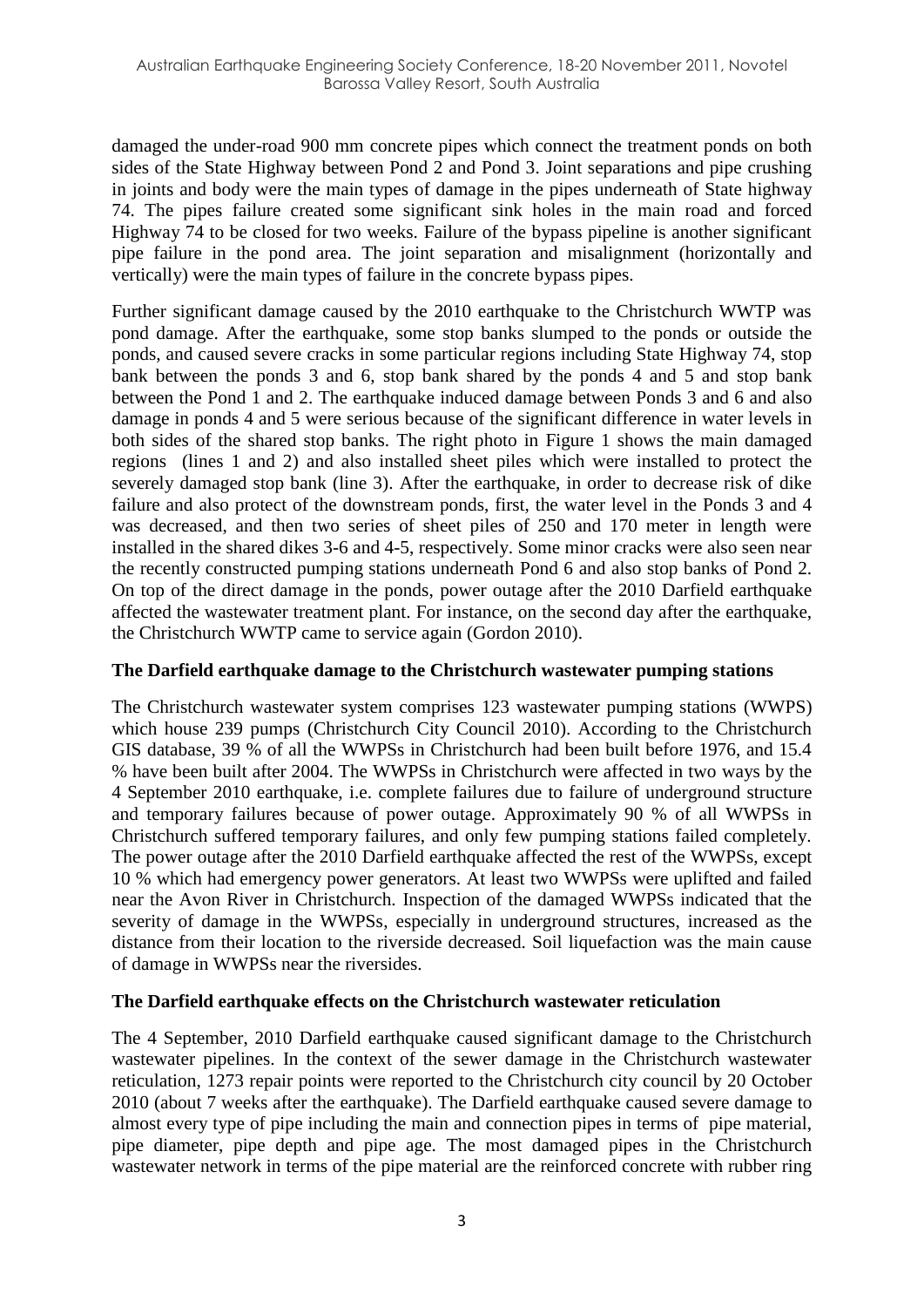damaged the under-road 900 mm concrete pipes which connect the treatment ponds on both sides of the State Highway between Pond 2 and Pond 3. Joint separations and pipe crushing in joints and body were the main types of damage in the pipes underneath of State highway 74. The pipes failure created some significant sink holes in the main road and forced Highway 74 to be closed for two weeks. Failure of the bypass pipeline is another significant pipe failure in the pond area. The joint separation and misalignment (horizontally and vertically) were the main types of failure in the concrete bypass pipes.

Further significant damage caused by the 2010 earthquake to the Christchurch WWTP was pond damage. After the earthquake, some stop banks slumped to the ponds or outside the ponds, and caused severe cracks in some particular regions including State Highway 74, stop bank between the ponds 3 and 6, stop bank shared by the ponds 4 and 5 and stop bank between the Pond 1 and 2. The earthquake induced damage between Ponds 3 and 6 and also damage in ponds 4 and 5 were serious because of the significant difference in water levels in both sides of the shared stop banks. The right photo in Figure 1 shows the main damaged regions (lines 1 and 2) and also installed sheet piles which were installed to protect the severely damaged stop bank (line 3). After the earthquake, in order to decrease risk of dike failure and also protect of the downstream ponds, first, the water level in the Ponds 3 and 4 was decreased, and then two series of sheet piles of 250 and 170 meter in length were installed in the shared dikes 3-6 and 4-5, respectively. Some minor cracks were also seen near the recently constructed pumping stations underneath Pond 6 and also stop banks of Pond 2. On top of the direct damage in the ponds, power outage after the 2010 Darfield earthquake affected the wastewater treatment plant. For instance, on the second day after the earthquake, the Christchurch WWTP came to service again (Gordon 2010).

**The Darfield earthquake damage to the Christchurch wastewater pumping stations**

The Christchurch wastewater system comprises 123 wastewater pumping stations (WWPS) which house 239 pumps (Christchurch City Council 2010). According to the Christchurch GIS database, 39 % of all the WWPSs in Christchurch had been built before 1976, and 15.4 % have been built after 2004. The WWPSs in Christchurch were affected in two ways by the 4 September 2010 earthquake, i.e. complete failures due to failure of underground structure and temporary failures because of power outage. Approximately 90 % of all WWPSs in Christchurch suffered temporary failures, and only few pumping stations failed completely. The power outage after the 2010 Darfield earthquake affected the rest of the WWPSs, except 10 % which had emergency power generators. At least two WWPSs were uplifted and failed near the Avon River in Christchurch. Inspection of the damaged WWPSs indicated that the severity of damage in the WWPSs, especially in underground structures, increased as the distance from their location to the riverside decreased. Soil liquefaction was the main cause of damage in WWPSs near the riversides.

**The Darfield earthquake effects on the Christchurch wastewater reticulation**

The 4 September, 2010 Darfield earthquake caused significant damage to the Christchurch wastewater pipelines. In the context of the sewer damage in the Christchurch wastewater reticulation, 1273 repair points were reported to the Christchurch city council by 20 October 2010 (about 7 weeks after the earthquake). The Darfield earthquake caused severe damage to almost every type of pipe including the main and connection pipes in terms of pipe material, pipe diameter, pipe depth and pipe age. The most damaged pipes in the Christchurch wastewater network in terms of the pipe material are the reinforced concrete with rubber ring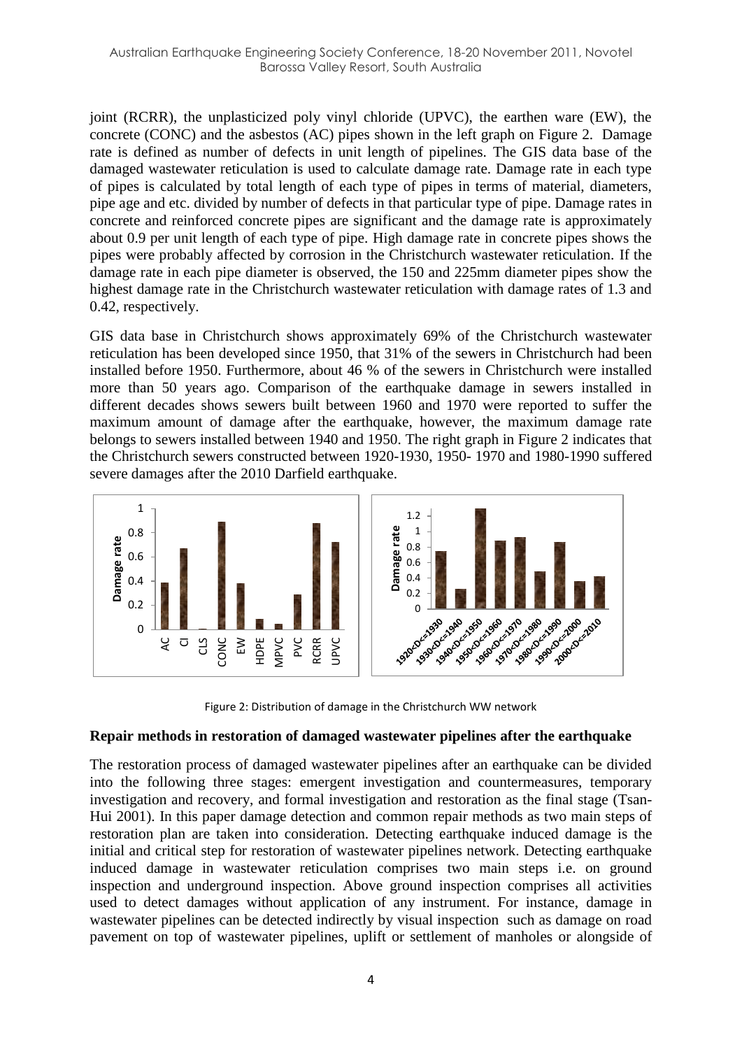joint (RCRR), the unplasticized poly vinyl chloride (UPVC), the earthen ware (EW), the concrete (CONC) and the asbestos (AC) pipes shown in the left graph on Figure 2. Damage rate is defined as number of defects in unit length of pipelines. The GIS data base of the damaged wastewater reticulation is used to calculate damage rate. Damage rate in each type of pipes is calculated by total length of each type of pipes in terms of material, diameters, pipe age and etc. divided by number of defects in that particular type of pipe. Damage rates in concrete and reinforced concrete pipes are significant and the damage rate is approximately about 0.9 per unit length of each type of pipe. High damage rate in concrete pipes shows the pipes were probably affected by corrosion in the Christchurch wastewater reticulation. If the damage rate in each pipe diameter is observed, the 150 and 225mm diameter pipes show the highest damage rate in the Christchurch wastewater reticulation with damage rates of 1.3 and 0.42, respectively.

GIS data base in Christchurch shows approximately 69% of the Christchurch wastewater reticulation has been developed since 1950, that 31% of the sewers in Christchurch had been installed before 1950. Furthermore, about 46 % of the sewers in Christchurch were installed more than 50 years ago. Comparison of the earthquake damage in sewers installed in different decades shows sewers built between 1960 and 1970 were reported to suffer the maximum amount of damage after the earthquake, however, the maximum damage rate belongs to sewers installed between 1940 and 1950. The right graph in Figure 2 indicates that the Christchurch sewers constructed between 1920-1930, 1950- 1970 and 1980-1990 suffered severe damages after the 2010 Darfield earthquake.

Figure 2: Distribution of damage in the Christchurch WW network

## Repair methods in restoration of damaged wastewater pipelines after the earthquake

The restoration process of damaged wastewater pipelines after an earthquake can be divided into the following three stages: emergent investigation and countermeasures, temporary investigation and recovery, and formal investigation and restoration as the final stage (Tsan-Hui 2001). In this paper damage detection and common repair methods as two main steps of restoration plan are taken into consideration. Detecting earthquake induced damage is the initial and critical step for restoration of wastewater pipelines network. Detecting earthquake induced damage in wastewater reticulation comprises two main steps i.e. on ground inspection and underground inspection. Above ground inspection comprises all activities used to detect damages without application of any instrument. For instance, damage in wastewater pipelines can be detected indirectly by visual inspection such as damage on road pavement on top of wastewater pipelines, uplift or settlement of manholes or alongside of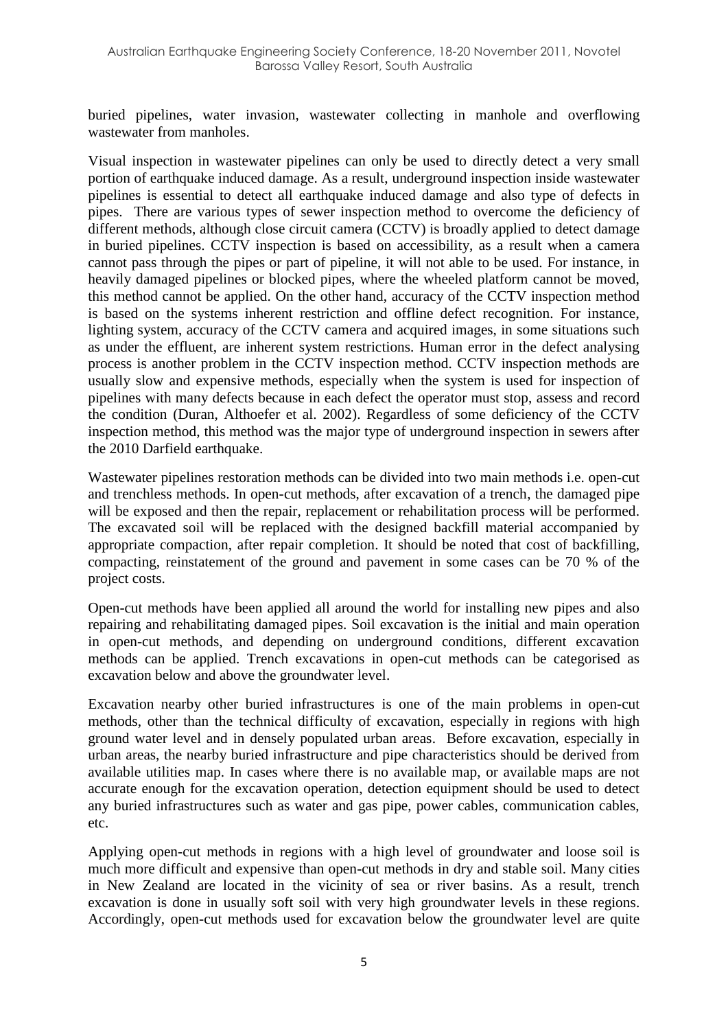buried pipelines, water invasion, wastewater collecting in manhole and overflowing wastewater from manholes.

Visual inspection in wastewater pipelines can only be used to directly detect a very small portion of earthquake induced damage. As a result, underground inspection inside wastewater pipelines is essential to detect all earthquake induced damage and also type of defects in pipes. There are various types of sewer inspection method to overcome the deficiency of different methods, although close circuit camera (CCTV) is broadly applied to detect damage in buried pipelines. CCTV inspection is based on accessibility, as a result when a camera cannot pass through the pipes or part of pipeline, it will not able to be used. For instance, in heavily damaged pipelines or blocked pipes, where the wheeled platform cannot be moved, this method cannot be applied. On the other hand, accuracy of the CCTV inspection method is based on the systems inherent restriction and offline defect recognition. For instance, lighting system, accuracy of the CCTV camera and acquired images, in some situations such as under the effluent, are inherent system restrictions. Human error in the defect analysing process is another problem in the CCTV inspection method. CCTV inspection methods are usually slow and expensive methods, especially when the system is used for inspection of pipelines with many defects because in each defect the operator must stop, assess and record the condition (Duran, Althoefer et al. 2002). Regardless of some deficiency of the CCTV inspection method, this method was the major type of underground inspection in sewers after the 2010 Darfield earthquake.

Wastewater pipelines restoration methods can be divided into two main methods i.e. open-cut and trenchless methods. In open-cut methods, after excavation of a trench, the damaged pipe will be exposed and then the repair, replacement or rehabilitation process will be performed. The excavated soil will be replaced with the designed backfill material accompanied by appropriate compaction, after repair completion. It should be noted that cost of backfilling, compacting, reinstatement of the ground and pavement in some cases can be 70 % of the project costs.

Open-cut methods have been applied all around the world for installing new pipes and also repairing and rehabilitating damaged pipes. Soil excavation is the initial and main operation in open-cut methods, and depending on underground conditions, different excavation methods can be applied. Trench excavations in open-cut methods can be categorised as excavation below and above the groundwater level.

Excavation nearby other buried infrastructures is one of the main problems in open-cut methods, other than the technical difficulty of excavation, especially in regions with high ground water level and in densely populated urban areas. Before excavation, especially in urban areas, the nearby buried infrastructure and pipe characteristics should be derived from available utilities map. In cases where there is no available map, or available maps are not accurate enough for the excavation operation, detection equipment should be used to detect any buried infrastructures such as water and gas pipe, power cables, communication cables, etc.

Applying open-cut methods in regions with a high level of groundwater and loose soil is much more difficult and expensive than open-cut methods in dry and stable soil. Many cities in New Zealand are located in the vicinity of sea or river basins. As a result, trench excavation is done in usually soft soil with very high groundwater levels in these regions. Accordingly, open-cut methods used for excavation below the groundwater level are quite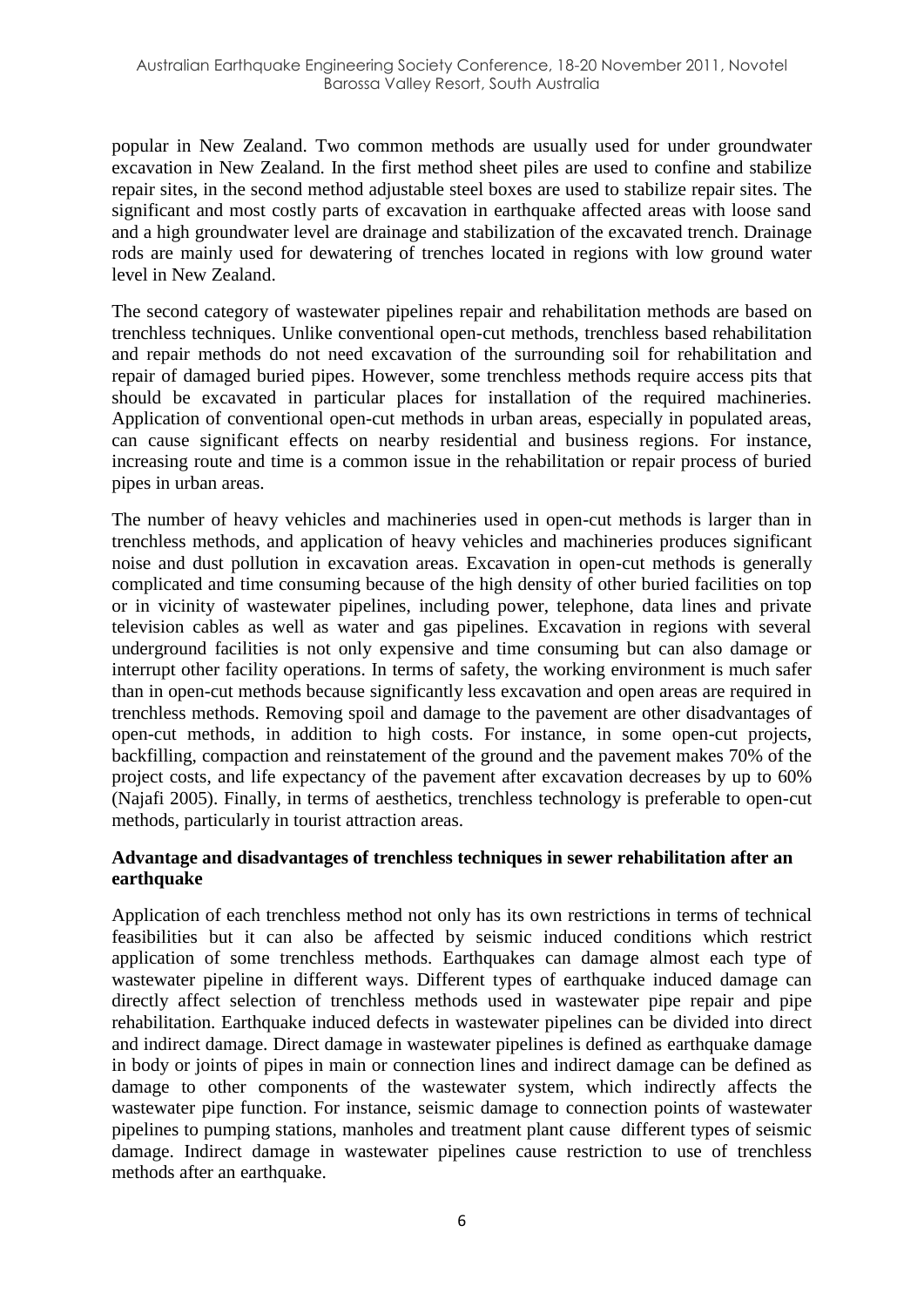popular in New Zealand. Two common methods are usually used for under groundwater excavation in New Zealand. In the first method sheet piles are used to confine and stabilize repair sites, in the second method adjustable steel boxes are used to stabilize repair sites. The significant and most costly parts of excavation in earthquake affected areas with loose sand and a high groundwater level are drainage and stabilization of the excavated trench. Drainage rods are mainly used for dewatering of trenches located in regions with low ground water level in New Zealand.

The second category of wastewater pipelines repair and rehabilitation methods are based on trenchless techniques. Unlike conventional open-cut methods, trenchless based rehabilitation and repair methods do not need excavation of the surrounding soil for rehabilitation and repair of damaged buried pipes. However, some trenchless methods require access pits that should be excavated in particular places for installation of the required machineries. Application of conventional open-cut methods in urban areas, especially in populated areas, can cause significant effects on nearby residential and business regions. For instance, increasing route and time is a common issue in the rehabilitation or repair process of buried pipes in urban areas.

The number of heavy vehicles and machineries used in open-cut methods is larger than in trenchless methods, and application of heavy vehicles and machineries produces significant noise and dust pollution in excavation areas. Excavation in open-cut methods is generally complicated and time consuming because of the high density of other buried facilities on top or in vicinity of wastewater pipelines, including power, telephone, data lines and private television cables as well as water and gas pipelines. Excavation in regions with several underground facilities is not only expensive and time consuming but can also damage or interrupt other facility operations. In terms of safety, the working environment is much safer than in open-cut methods because significantly less excavation and open areas are required in trenchless methods. Removing spoil and damage to the pavement are other disadvantages of open-cut methods, in addition to high costs. For instance, in some open-cut projects, backfilling, compaction and reinstatement of the ground and the pavement makes 70% of the project costs, and life expectancy of the pavement after excavation decreases by up to 60% (Najafi 2005). Finally, in terms of aesthetics, trenchless technology is preferable to open-cut methods, particularly in tourist attraction areas.

**Advantage and disadvantages of trenchless techniques in sewer rehabilitation after an earthquake**

Application of each trenchless method not only has its own restrictions in terms of technical feasibilities but it can also be affected by seismic induced conditions which restrict application of some trenchless methods. Earthquakes can damage almost each type of wastewater pipeline in different ways. Different types of earthquake induced damage can directly affect selection of trenchless methods used in wastewater pipe repair and pipe rehabilitation. Earthquake induced defects in wastewater pipelines can be divided into direct and indirect damage. Direct damage in wastewater pipelines is defined as earthquake damage in body or joints of pipes in main or connection lines and indirect damage can be defined as damage to other components of the wastewater system, which indirectly affects the wastewater pipe function. For instance, seismic damage to connection points of wastewater pipelines to pumping stations, manholes and treatment plant cause different types of seismic damage. Indirect damage in wastewater pipelines cause restriction to use of trenchless methods after an earthquake.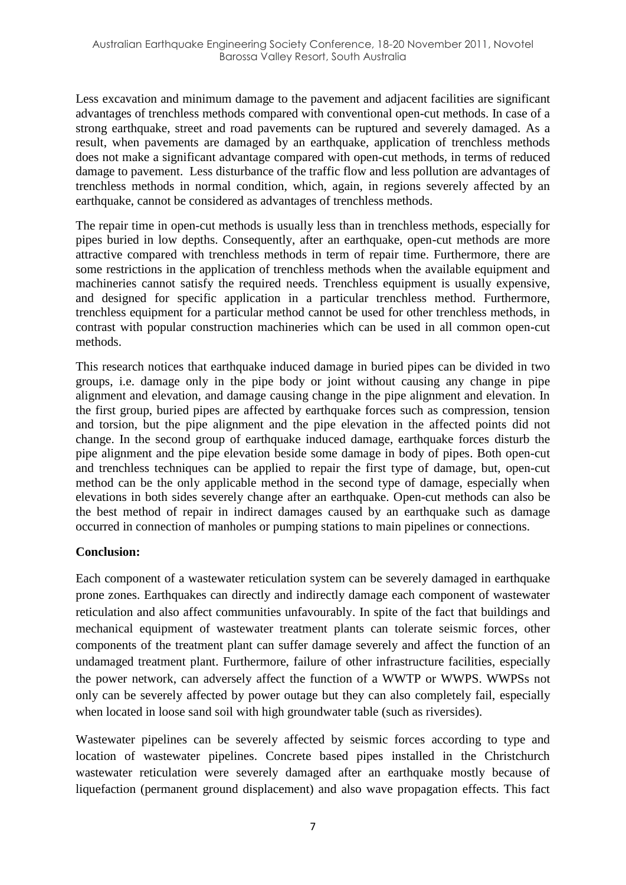Less excavation and minimum damage to the pavement and adjacent facilities are significant advantages of trenchless methods compared with conventional open-cut methods. In case of a strong earthquake, street and road pavements can be ruptured and severely damaged. As a result, when pavements are damaged by an earthquake, application of trenchless methods does not make a significant advantage compared with open-cut methods, in terms of reduced damage to pavement. Less disturbance of the traffic flow and less pollution are advantages of trenchless methods in normal condition, which, again, in regions severely affected by an earthquake, cannot be considered as advantages of trenchless methods.

The repair time in open-cut methods is usually less than in trenchless methods, especially for pipes buried in low depths. Consequently, after an earthquake, open-cut methods are more attractive compared with trenchless methods in term of repair time. Furthermore, there are some restrictions in the application of trenchless methods when the available equipment and machineries cannot satisfy the required needs. Trenchless equipment is usually expensive, and designed for specific application in a particular trenchless method. Furthermore, trenchless equipment for a particular method cannot be used for other trenchless methods, in contrast with popular construction machineries which can be used in all common open-cut methods.

This research notices that earthquake induced damage in buried pipes can be divided in two groups, i.e. damage only in the pipe body or joint without causing any change in pipe alignment and elevation, and damage causing change in the pipe alignment and elevation. In the first group, buried pipes are affected by earthquake forces such as compression, tension and torsion, but the pipe alignment and the pipe elevation in the affected points did not change. In the second group of earthquake induced damage, earthquake forces disturb the pipe alignment and the pipe elevation beside some damage in body of pipes. Both open-cut and trenchless techniques can be applied to repair the first type of damage, but, open-cut method can be the only applicable method in the second type of damage, especially when elevations in both sides severely change after an earthquake. Open-cut methods can also be the best method of repair in indirect damages caused by an earthquake such as damage occurred in connection of manholes or pumping stations to main pipelines or connections.

**Conclusion:**

Each component of a wastewater reticulation system can be severely damaged in earthquake prone zones. Earthquakes can directly and indirectly damage each component of wastewater reticulation and also affect communities unfavourably. In spite of the fact that buildings and mechanical equipment of wastewater treatment plants can tolerate seismic forces, other components of the treatment plant can suffer damage severely and affect the function of an undamaged treatment plant. Furthermore, failure of other infrastructure facilities, especially the power network, can adversely affect the function of a WWTP or WWPS. WWPSs not only can be severely affected by power outage but they can also completely fail, especially when located in loose sand soil with high groundwater table (such as riversides).

Wastewater pipelines can be severely affected by seismic forces according to type and location of wastewater pipelines. Concrete based pipes installed in the Christchurch wastewater reticulation were severely damaged after an earthquake mostly because of liquefaction (permanent ground displacement) and also wave propagation effects. This fact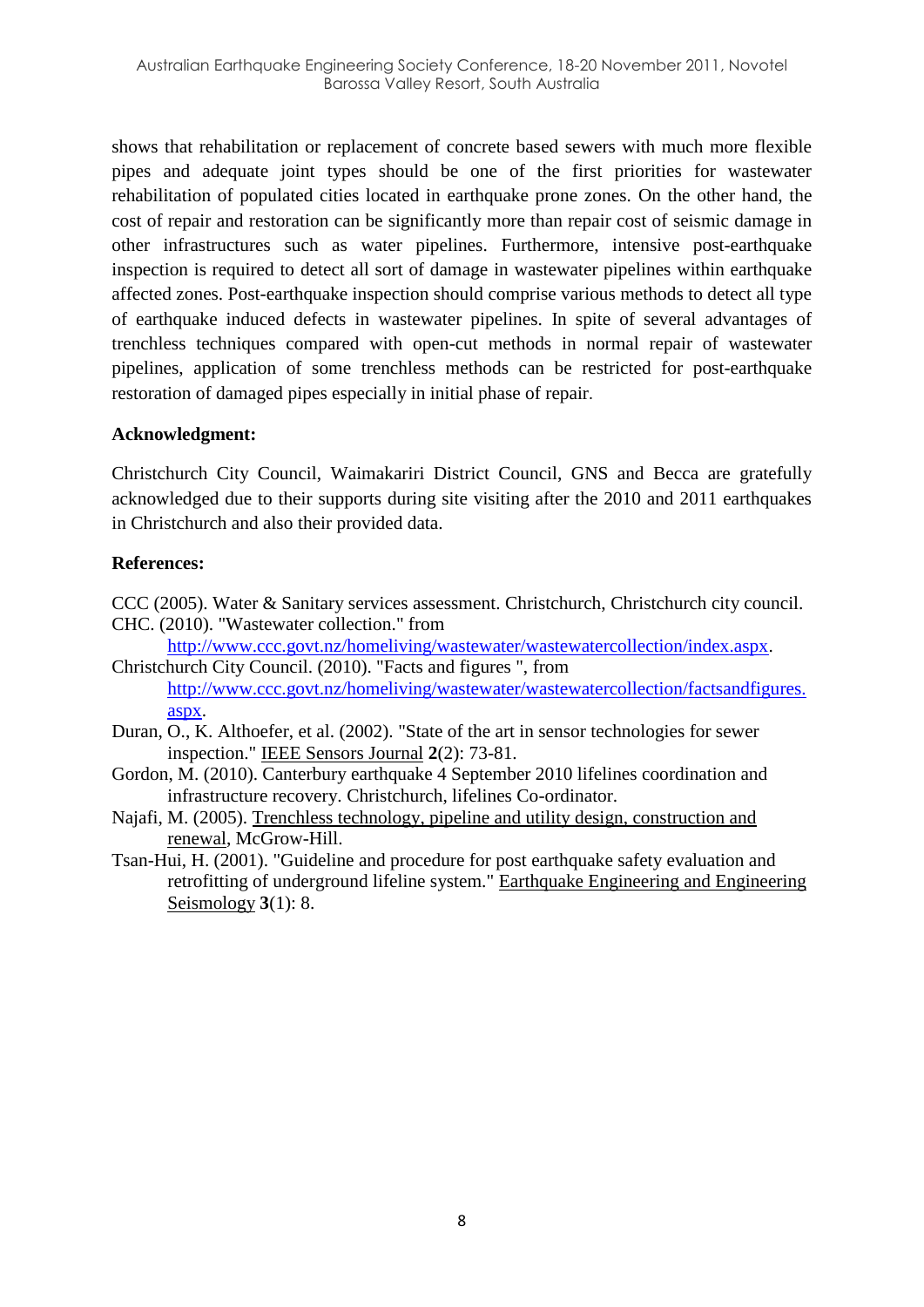shows that rehabilitation or replacement of concrete based sewers with much more flexible pipes and adequate joint types should be one of the first priorities for wastewater rehabilitation of populated cities located in earthquake prone zones. On the other hand, the cost of repair and restoration can be significantly more than repair cost of seismic damage in other infrastructures such as water pipelines. Furthermore, intensive post-earthquake inspection is required to detect all sort of damage in wastewater pipelines within earthquake affected zones. Post-earthquake inspection should comprise various methods to detect all type of earthquake induced defects in wastewater pipelines. In spite of several advantages of trenchless techniques compared with open-cut methods in normal repair of wastewater pipelines, application of some trenchless methods can be restricted for post-earthquake restoration of damaged pipes especially in initial phase of repair.

**Acknowledgment:**

Christchurch City Council, Waimakariri District Council, GNS and Becca are gratefully acknowledged due to their supports during site visiting after the 2010 and 2011 earthquakes in Christchurch and also their provided data.

**References:**

CCC (2005). Water & Sanitary services assessment. Christchurch, Christchurch city council.

CHC. (2010). "Wastewater collection." from http://www.ccc.govt.nz/homeliving/wastewater/wastewatercollection/index.aspx.

Christchurch City Council. (2010). "Facts and figures ", from http://www.ccc.govt.nz/homeliving/wastewater/wastewatercollection/factsandfigures.aspx.

Duran, O., K. Althoefer, et al. (2002). "State of the art in sensor technologies for sewer inspection." IEEE Sensors Journal **2**(2): 73-81.

Gordon, M. (2010). Canterbury earthquake 4 September 2010 lifelines coordination and infrastructure recovery. Christchurch, lifelines Co-ordinator.

Najafi, M. (2005). Trenchless technology, pipeline and utility design, construction and renewal, McGrow-Hill.

Tsan-Hui, H. (2001). "Guideline and procedure for post earthquake safety evaluation and retrofitting of underground lifeline system." Earthquake Engineering and Engineering Seismology **3**(1): 8.